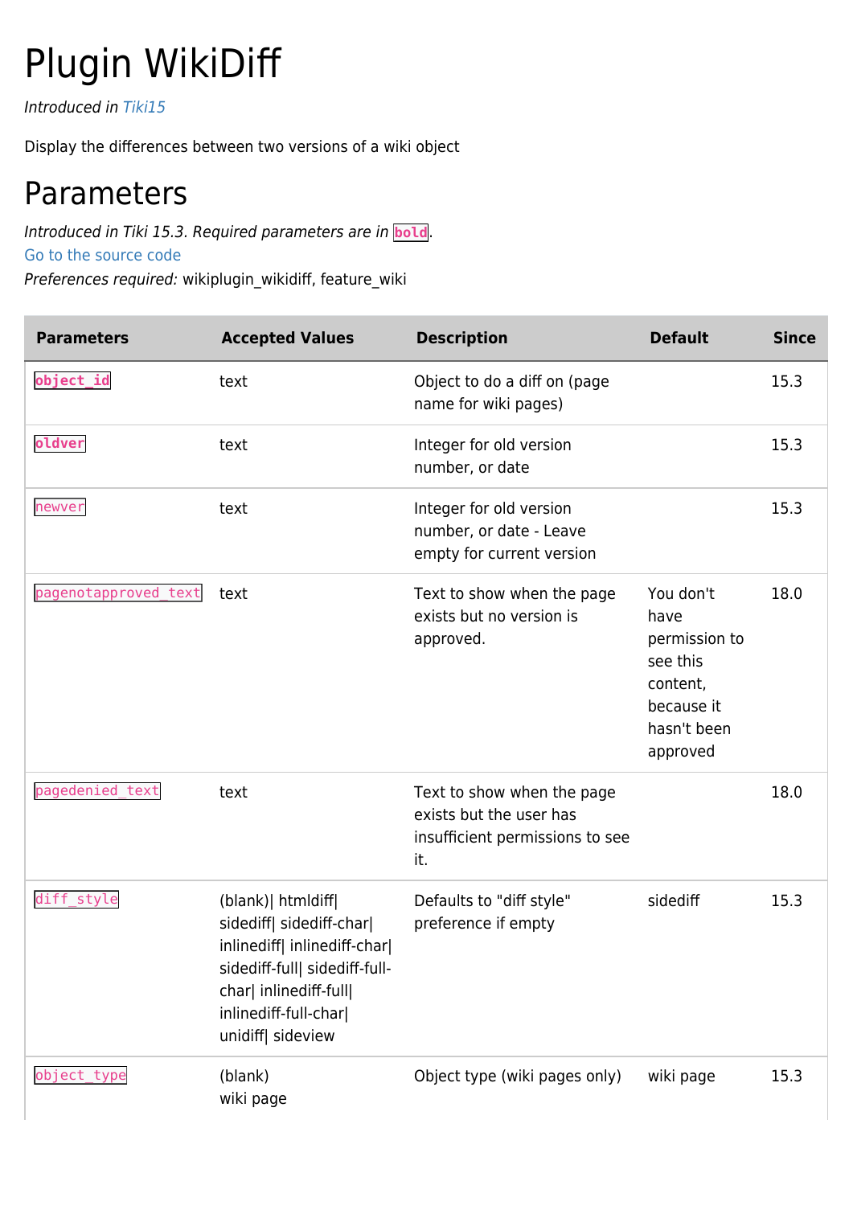# Plugin WikiDiff

*Introduced in Tiki15*

Display the differences between two versions of a wiki object

## Parameters

*Introduced in Tiki 15.3. Required parameters are in* **`bold`**.
Go to the source code
*Preferences required:* wikiplugin_wikidiff, feature_wiki

| Parameters | Accepted Values | Description | Default | Since |
|---|---|---|---|---|
| **`object_id`** | text | Object to do a diff on (page name for wiki pages) | | 15.3 |
| **`oldver`** | text | Integer for old version number, or date | | 15.3 |
| `newver` | text | Integer for old version number, or date - Leave empty for current version | | 15.3 |
| `pagenotapproved_text` | text | Text to show when the page exists but no version is approved. | You don't have permission to see this content, because it hasn't been approved | 18.0 |
| `pagedenied_text` | text | Text to show when the page exists but the user has insufficient permissions to see it. | | 18.0 |
| `diff_style` | (blank)\| htmldiff\| sidediff\| sidediff-char\| inlinediff\| inlinediff-char\| sidediff-full\| sidediff-full-char\| inlinediff-full\| inlinediff-full-char\| unidiff\| sideview | Defaults to "diff style" preference if empty | sidediff | 15.3 |
| `object_type` | (blank)<br>wiki page | Object type (wiki pages only) | wiki page | 15.3 |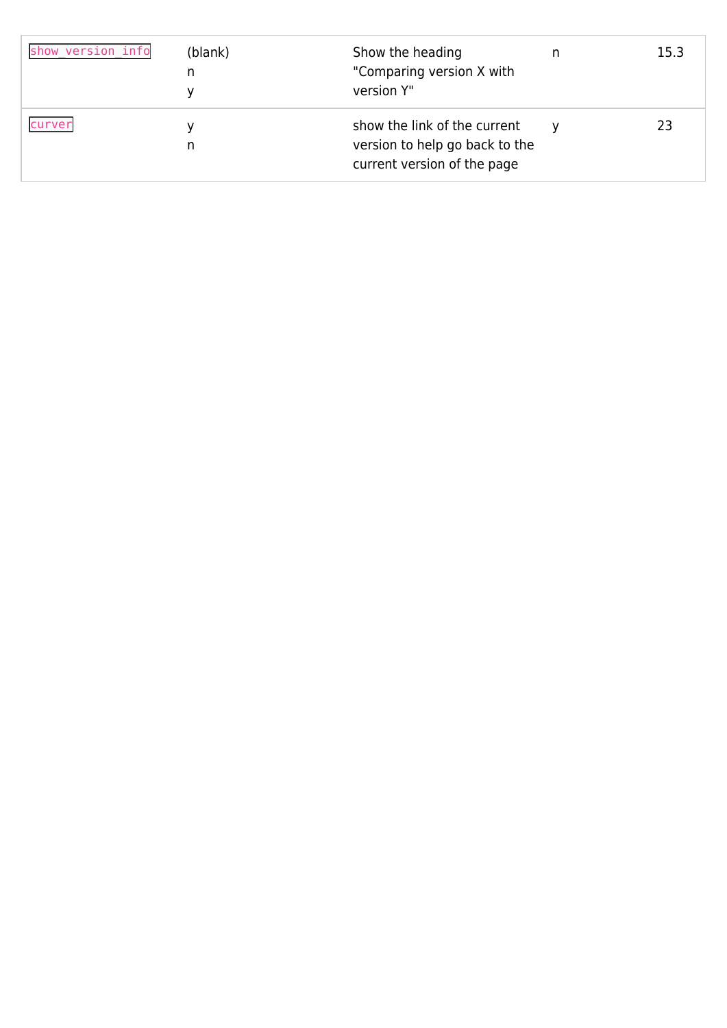| | | | | |
|---|---|---|---|---|
| `show_version_info` | (blank)<br>n<br>y | Show the heading "Comparing version X with version Y" | n | 15.3 |
| `curver` | y<br>n | show the link of the current version to help go back to the current version of the page | y | 23 |